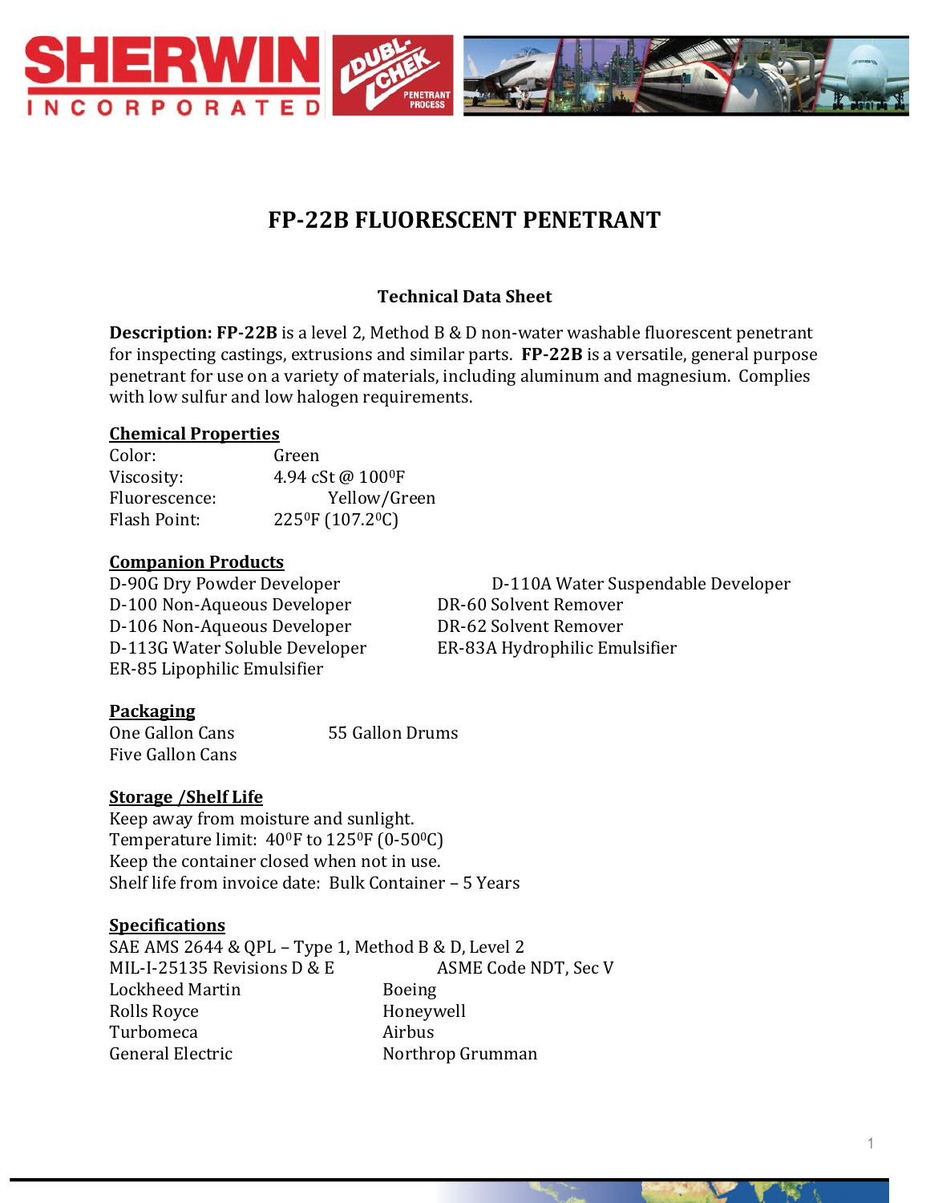# FP-22B FLUORESCENT PENETRANT

### Technical Data Sheet

**Description: FP-22B** is a level 2, Method B & D non-water washable fluorescent penetrant for inspecting castings, extrusions and similar parts. **FP-22B** is a versatile, general purpose penetrant for use on a variety of materials, including aluminum and magnesium. Complies with low sulfur and low halogen requirements.

## Chemical Properties

Color: Green
Viscosity: 4.94 cSt @ $100^0$F
Fluorescence: Yellow/Green
Flash Point: $225^0$F ($107.2^0$C)

## Companion Products

D-90G Dry Powder Developer
D-100 Non-Aqueous Developer
D-106 Non-Aqueous Developer
D-113G Water Soluble Developer
ER-85 Lipophilic Emulsifier
D-110A Water Suspendable Developer
DR-60 Solvent Remover
DR-62 Solvent Remover
ER-83A Hydrophilic Emulsifier

## Packaging

One Gallon Cans
Five Gallon Cans
55 Gallon Drums

## Storage /Shelf Life

Keep away from moisture and sunlight.
Temperature limit: $40^0$F to $125^0$F ($0$-$50^0$C)
Keep the container closed when not in use.
Shelf life from invoice date: Bulk Container – 5 Years

## Specifications

SAE AMS 2644 & QPL – Type 1, Method B & D, Level 2
MIL-I-25135 Revisions D & E
ASME Code NDT, Sec V
Lockheed Martin
Boeing
Rolls Royce
Honeywell
Turbomeca
Airbus
General Electric
Northrop Grumman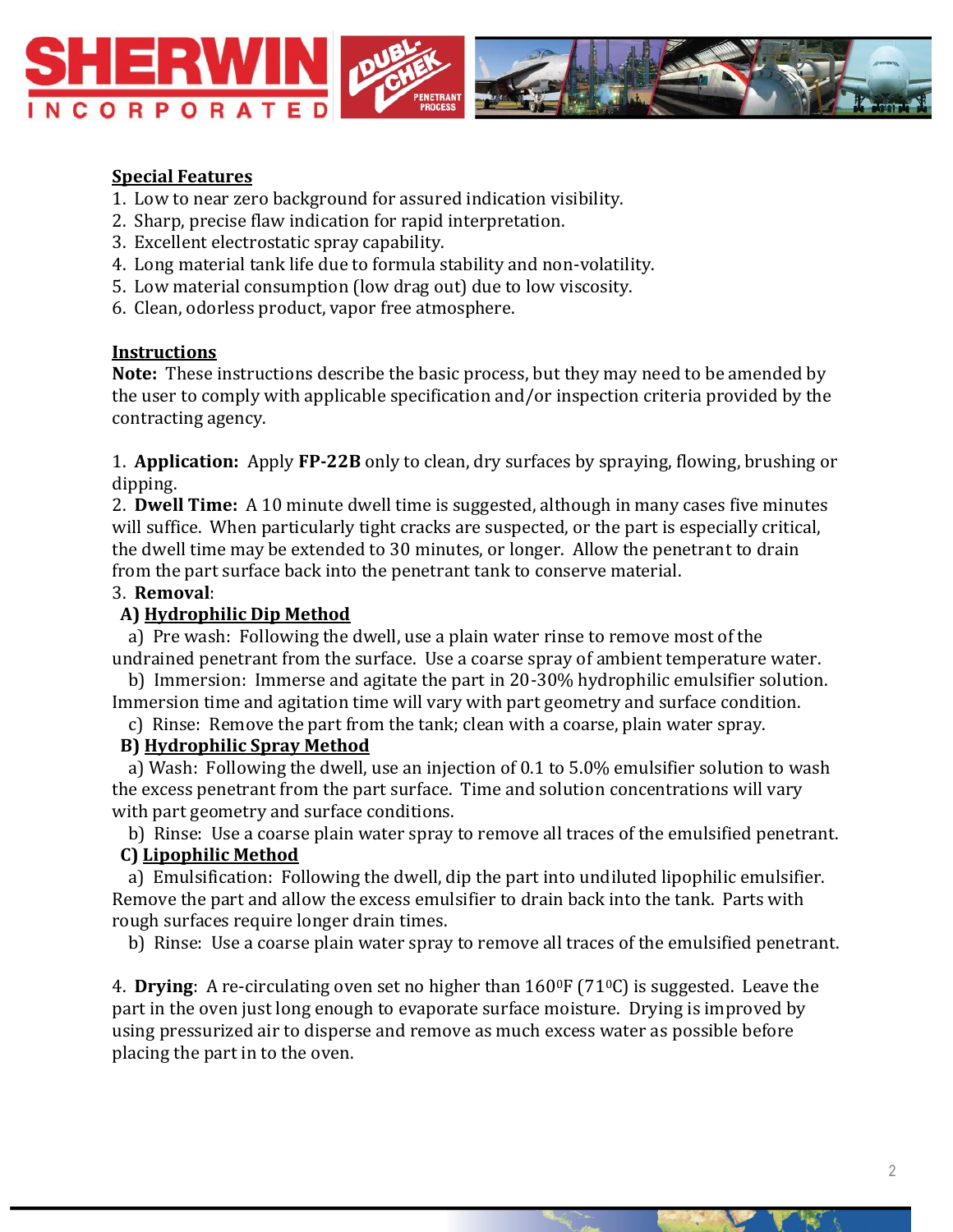**Special Features**

1. Low to near zero background for assured indication visibility.
2. Sharp, precise flaw indication for rapid interpretation.
3. Excellent electrostatic spray capability.
4. Long material tank life due to formula stability and non-volatility.
5. Low material consumption (low drag out) due to low viscosity.
6. Clean, odorless product, vapor free atmosphere.

**Instructions**

**Note:** These instructions describe the basic process, but they may need to be amended by the user to comply with applicable specification and/or inspection criteria provided by the contracting agency.

1. **Application:** Apply **FP-22B** only to clean, dry surfaces by spraying, flowing, brushing or dipping.
2. **Dwell Time:** A 10 minute dwell time is suggested, although in many cases five minutes will suffice. When particularly tight cracks are suspected, or the part is especially critical, the dwell time may be extended to 30 minutes, or longer. Allow the penetrant to drain from the part surface back into the penetrant tank to conserve material.
3. **Removal**:

**A) Hydrophilic Dip Method**

a) Pre wash: Following the dwell, use a plain water rinse to remove most of the undrained penetrant from the surface. Use a coarse spray of ambient temperature water.

b) Immersion: Immerse and agitate the part in 20-30% hydrophilic emulsifier solution. Immersion time and agitation time will vary with part geometry and surface condition.

c) Rinse: Remove the part from the tank; clean with a coarse, plain water spray.

**B) Hydrophilic Spray Method**

a) Wash: Following the dwell, use an injection of 0.1 to 5.0% emulsifier solution to wash the excess penetrant from the part surface. Time and solution concentrations will vary with part geometry and surface conditions.

b) Rinse: Use a coarse plain water spray to remove all traces of the emulsified penetrant.

**C) Lipophilic Method**

a) Emulsification: Following the dwell, dip the part into undiluted lipophilic emulsifier. Remove the part and allow the excess emulsifier to drain back into the tank. Parts with rough surfaces require longer drain times.

b) Rinse: Use a coarse plain water spray to remove all traces of the emulsified penetrant.

4. **Drying**: A re-circulating oven set no higher than 160$^{0}$F (71$^{0}$C) is suggested. Leave the part in the oven just long enough to evaporate surface moisture. Drying is improved by using pressurized air to disperse and remove as much excess water as possible before placing the part in to the oven.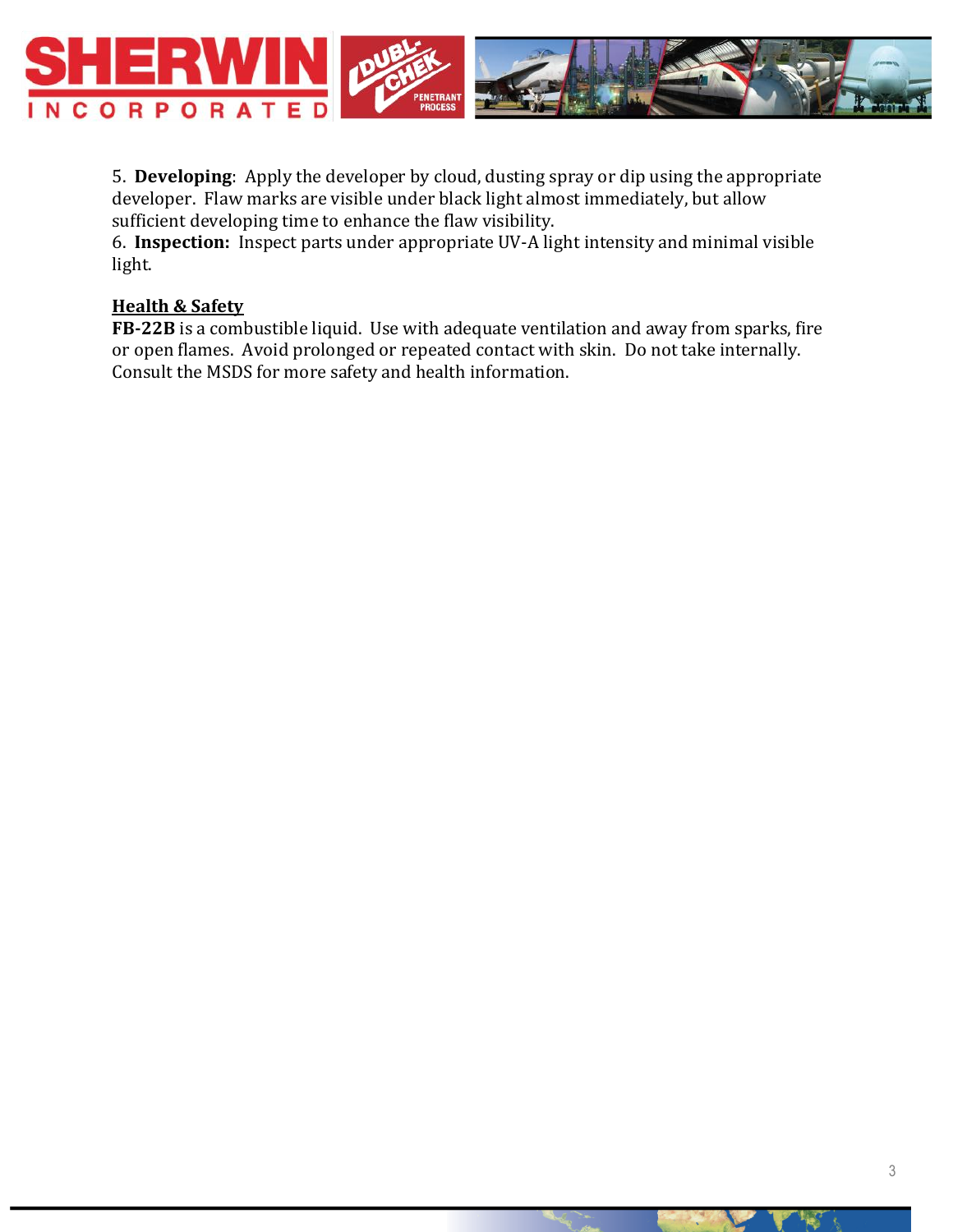5. **Developing**: Apply the developer by cloud, dusting spray or dip using the appropriate developer. Flaw marks are visible under black light almost immediately, but allow sufficient developing time to enhance the flaw visibility.

6. **Inspection:** Inspect parts under appropriate UV-A light intensity and minimal visible light.

## Health & Safety

**FB-22B** is a combustible liquid. Use with adequate ventilation and away from sparks, fire or open flames. Avoid prolonged or repeated contact with skin. Do not take internally. Consult the MSDS for more safety and health information.